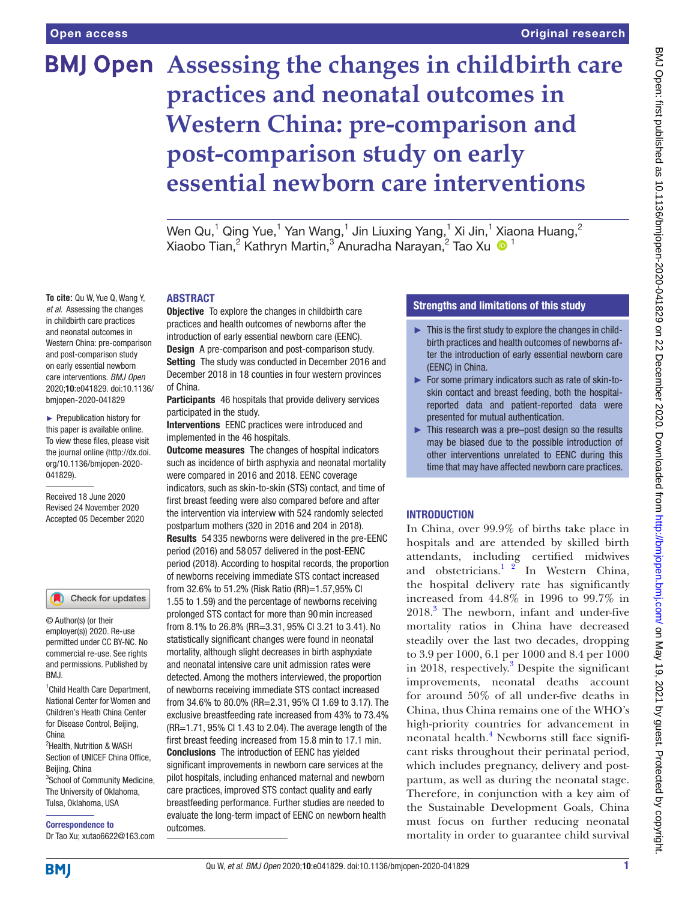# Assessing the changes in childbirth care practices and neonatal outcomes in Western China: pre-comparison and post-comparison study on early essential newborn care interventions

Wen Qu,[1] Qing Yue,[1] Yan Wang,[1] Jin Liuxing Yang,[1] Xi Jin,[1] Xiaona Huang,[2] Xiaobo Tian,[2] Kathryn Martin,[3] Anuradha Narayan,[2] Tao Xu [1]

**To cite:** Qu W, Yue Q, Wang Y, *et al*. Assessing the changes in childbirth care practices and neonatal outcomes in Western China: pre-comparison and post-comparison study on early essential newborn care interventions. *BMJ Open* 2020;**10**:e041829. doi:10.1136/bmjopen-2020-041829

► Prepublication history for this paper is available online. To view these files, please visit the journal online (http://dx.doi.org/10.1136/bmjopen-2020-041829).

Received 18 June 2020
Revised 24 November 2020
Accepted 05 December 2020

© Author(s) (or their employer(s)) 2020. Re-use permitted under CC BY-NC. No commercial re-use. See rights and permissions. Published by BMJ.

[1]Child Health Care Department, National Center for Women and Children's Heath China Center for Disease Control, Beijing, China
[2]Health, Nutrition & WASH Section of UNICEF China Office, Beijing, China
[3]School of Community Medicine, The University of Oklahoma, Tulsa, Oklahoma, USA

**Correspondence to**
Dr Tao Xu; xutao6622@163.com

## ABSTRACT

**Objective** To explore the changes in childbirth care practices and health outcomes of newborns after the introduction of early essential newborn care (EENC).

**Design** A pre-comparison and post-comparison study.

**Setting** The study was conducted in December 2016 and December 2018 in 18 counties in four western provinces of China.

**Participants** 46 hospitals that provide delivery services participated in the study.

**Interventions** EENC practices were introduced and implemented in the 46 hospitals.

**Outcome measures** The changes of hospital indicators such as incidence of birth asphyxia and neonatal mortality were compared in 2016 and 2018. EENC coverage indicators, such as skin-to-skin (STS) contact, and time of first breast feeding were also compared before and after the intervention via interview with 524 randomly selected postpartum mothers (320 in 2016 and 204 in 2018).

**Results** 54 335 newborns were delivered in the pre-EENC period (2016) and 58 057 delivered in the post-EENC period (2018). According to hospital records, the proportion of newborns receiving immediate STS contact increased from 32.6% to 51.2% (Risk Ratio (RR)=1.57,95% CI 1.55 to 1.59) and the percentage of newborns receiving prolonged STS contact for more than 90 min increased from 8.1% to 26.8% (RR=3.31, 95% CI 3.21 to 3.41). No statistically significant changes were found in neonatal mortality, although slight decreases in birth asphyxiate and neonatal intensive care unit admission rates were detected. Among the mothers interviewed, the proportion of newborns receiving immediate STS contact increased from 34.6% to 80.0% (RR=2.31, 95% CI 1.69 to 3.17). The exclusive breastfeeding rate increased from 43% to 73.4% (RR=1.71, 95% CI 1.43 to 2.04). The average length of the first breast feeding increased from 15.8 min to 17.1 min.

**Conclusions** The introduction of EENC has yielded significant improvements in newborn care services at the pilot hospitals, including enhanced maternal and newborn care practices, improved STS contact quality and early breastfeeding performance. Further studies are needed to evaluate the long-term impact of EENC on newborn health outcomes.

### Strengths and limitations of this study

- ► This is the first study to explore the changes in childbirth practices and health outcomes of newborns after the introduction of early essential newborn care (EENC) in China.
- ► For some primary indicators such as rate of skin-to-skin contact and breast feeding, both the hospital-reported data and patient-reported data were presented for mutual authentication.
- ► This research was a pre–post design so the results may be biased due to the possible introduction of other interventions unrelated to EENC during this time that may have affected newborn care practices.

## INTRODUCTION

In China, over 99.9% of births take place in hospitals and are attended by skilled birth attendants, including certified midwives and obstetricians.[1 2] In Western China, the hospital delivery rate has significantly increased from 44.8% in 1996 to 99.7% in 2018.[3] The newborn, infant and under-five mortality ratios in China have decreased steadily over the last two decades, dropping to 3.9 per 1000, 6.1 per 1000 and 8.4 per 1000 in 2018, respectively.[3] Despite the significant improvements, neonatal deaths account for around 50% of all under-five deaths in China, thus China remains one of the WHO's high-priority countries for advancement in neonatal health.[4] Newborns still face significant risks throughout their perinatal period, which includes pregnancy, delivery and postpartum, as well as during the neonatal stage. Therefore, in conjunction with a key aim of the Sustainable Development Goals, China must focus on further reducing neonatal mortality in order to guarantee child survival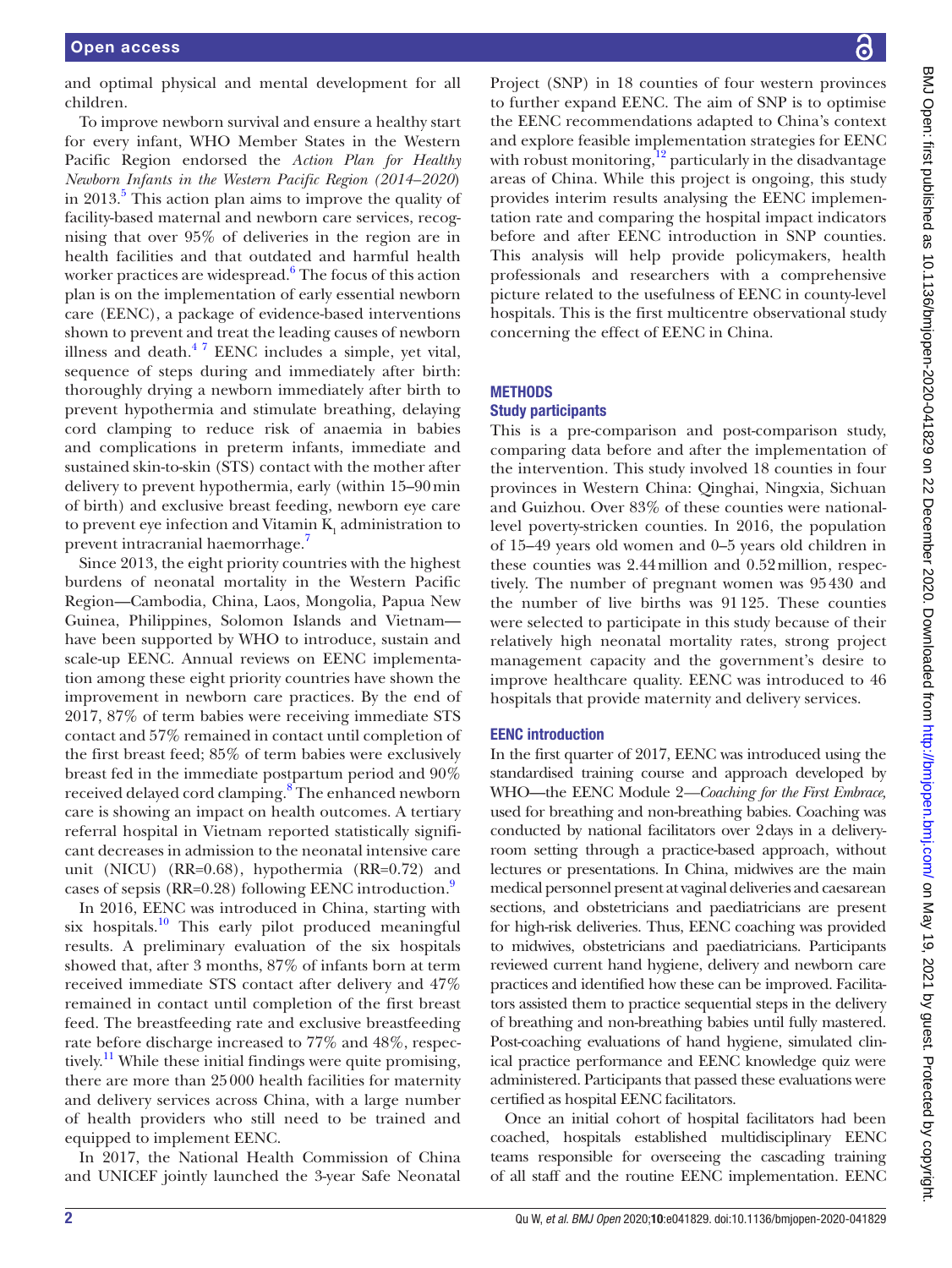and optimal physical and mental development for all children.

To improve newborn survival and ensure a healthy start for every infant, WHO Member States in the Western Pacific Region endorsed the *Action Plan for Healthy Newborn Infants in the Western Pacific Region (2014–2020)* in 2013.[5] This action plan aims to improve the quality of facility-based maternal and newborn care services, recognising that over 95% of deliveries in the region are in health facilities and that outdated and harmful health worker practices are widespread.[6] The focus of this action plan is on the implementation of early essential newborn care (EENC), a package of evidence-based interventions shown to prevent and treat the leading causes of newborn illness and death.[4 7] EENC includes a simple, yet vital, sequence of steps during and immediately after birth: thoroughly drying a newborn immediately after birth to prevent hypothermia and stimulate breathing, delaying cord clamping to reduce risk of anaemia in babies and complications in preterm infants, immediate and sustained skin-to-skin (STS) contact with the mother after delivery to prevent hypothermia, early (within 15–90 min of birth) and exclusive breast feeding, newborn eye care to prevent eye infection and Vitamin $K_1$ administration to prevent intracranial haemorrhage.[7]

Since 2013, the eight priority countries with the highest burdens of neonatal mortality in the Western Pacific Region—Cambodia, China, Laos, Mongolia, Papua New Guinea, Philippines, Solomon Islands and Vietnam—have been supported by WHO to introduce, sustain and scale-up EENC. Annual reviews on EENC implementation among these eight priority countries have shown the improvement in newborn care practices. By the end of 2017, 87% of term babies were receiving immediate STS contact and 57% remained in contact until completion of the first breast feed; 85% of term babies were exclusively breast fed in the immediate postpartum period and 90% received delayed cord clamping.[8] The enhanced newborn care is showing an impact on health outcomes. A tertiary referral hospital in Vietnam reported statistically significant decreases in admission to the neonatal intensive care unit (NICU) (RR=0.68), hypothermia (RR=0.72) and cases of sepsis (RR=0.28) following EENC introduction.[9]

In 2016, EENC was introduced in China, starting with six hospitals.[10] This early pilot produced meaningful results. A preliminary evaluation of the six hospitals showed that, after 3 months, 87% of infants born at term received immediate STS contact after delivery and 47% remained in contact until completion of the first breast feed. The breastfeeding rate and exclusive breastfeeding rate before discharge increased to 77% and 48%, respectively.[11] While these initial findings were quite promising, there are more than 25 000 health facilities for maternity and delivery services across China, with a large number of health providers who still need to be trained and equipped to implement EENC.

In 2017, the National Health Commission of China and UNICEF jointly launched the 3-year Safe Neonatal Project (SNP) in 18 counties of four western provinces to further expand EENC. The aim of SNP is to optimise the EENC recommendations adapted to China's context and explore feasible implementation strategies for EENC with robust monitoring,[12] particularly in the disadvantage areas of China. While this project is ongoing, this study provides interim results analysing the EENC implementation rate and comparing the hospital impact indicators before and after EENC introduction in SNP counties. This analysis will help provide policymakers, health professionals and researchers with a comprehensive picture related to the usefulness of EENC in county-level hospitals. This is the first multicentre observational study concerning the effect of EENC in China.

## METHODS

### Study participants

This is a pre-comparison and post-comparison study, comparing data before and after the implementation of the intervention. This study involved 18 counties in four provinces in Western China: Qinghai, Ningxia, Sichuan and Guizhou. Over 83% of these counties were national-level poverty-stricken counties. In 2016, the population of 15–49 years old women and 0–5 years old children in these counties was 2.44 million and 0.52 million, respectively. The number of pregnant women was 95 430 and the number of live births was 91 125. These counties were selected to participate in this study because of their relatively high neonatal mortality rates, strong project management capacity and the government's desire to improve healthcare quality. EENC was introduced to 46 hospitals that provide maternity and delivery services.

### EENC introduction

In the first quarter of 2017, EENC was introduced using the standardised training course and approach developed by WHO—the EENC Module 2—*Coaching for the First Embrace*, used for breathing and non-breathing babies. Coaching was conducted by national facilitators over 2 days in a delivery-room setting through a practice-based approach, without lectures or presentations. In China, midwives are the main medical personnel present at vaginal deliveries and caesarean sections, and obstetricians and paediatricians are present for high-risk deliveries. Thus, EENC coaching was provided to midwives, obstetricians and paediatricians. Participants reviewed current hand hygiene, delivery and newborn care practices and identified how these can be improved. Facilitators assisted them to practice sequential steps in the delivery of breathing and non-breathing babies until fully mastered. Post-coaching evaluations of hand hygiene, simulated clinical practice performance and EENC knowledge quiz were administered. Participants that passed these evaluations were certified as hospital EENC facilitators.

Once an initial cohort of hospital facilitators had been coached, hospitals established multidisciplinary EENC teams responsible for overseeing the cascading training of all staff and the routine EENC implementation. EENC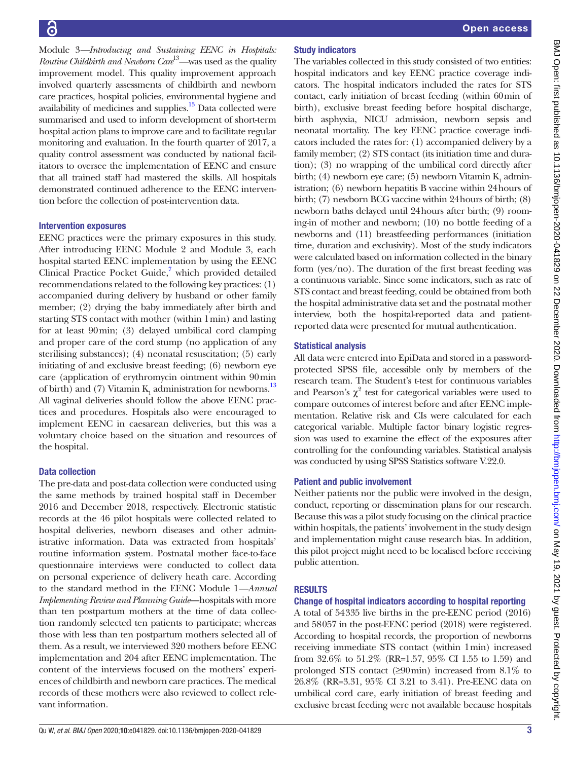Module 3—*Introducing and Sustaining EENC in Hospitals: Routine Childbirth and Newborn Care*[13]—was used as the quality improvement model. This quality improvement approach involved quarterly assessments of childbirth and newborn care practices, hospital policies, environmental hygiene and availability of medicines and supplies.[13] Data collected were summarised and used to inform development of short-term hospital action plans to improve care and to facilitate regular monitoring and evaluation. In the fourth quarter of 2017, a quality control assessment was conducted by national facilitators to oversee the implementation of EENC and ensure that all trained staff had mastered the skills. All hospitals demonstrated continued adherence to the EENC intervention before the collection of post-intervention data.

### Intervention exposures

EENC practices were the primary exposures in this study. After introducing EENC Module 2 and Module 3, each hospital started EENC implementation by using the EENC Clinical Practice Pocket Guide,[7] which provided detailed recommendations related to the following key practices: (1) accompanied during delivery by husband or other family member; (2) drying the baby immediately after birth and starting STS contact with mother (within 1 min) and lasting for at least 90 min; (3) delayed umbilical cord clamping and proper care of the cord stump (no application of any sterilising substances); (4) neonatal resuscitation; (5) early initiating of and exclusive breast feeding; (6) newborn eye care (application of erythromycin ointment within 90 min of birth) and (7) Vitamin $K_1$ administration for newborns.[13] All vaginal deliveries should follow the above EENC practices and procedures. Hospitals also were encouraged to implement EENC in caesarean deliveries, but this was a voluntary choice based on the situation and resources of the hospital.

### Data collection

The pre-data and post-data collection were conducted using the same methods by trained hospital staff in December 2016 and December 2018, respectively. Electronic statistic records at the 46 pilot hospitals were collected related to hospital deliveries, newborn diseases and other administrative information. Data was extracted from hospitals' routine information system. Postnatal mother face-to-face questionnaire interviews were conducted to collect data on personal experience of delivery heath care. According to the standard method in the EENC Module 1—*Annual Implementing Review and Planning Guide*—hospitals with more than ten postpartum mothers at the time of data collection randomly selected ten patients to participate; whereas those with less than ten postpartum mothers selected all of them. As a result, we interviewed 320 mothers before EENC implementation and 204 after EENC implementation. The content of the interviews focused on the mothers' experiences of childbirth and newborn care practices. The medical records of these mothers were also reviewed to collect relevant information.

### Study indicators

The variables collected in this study consisted of two entities: hospital indicators and key EENC practice coverage indicators. The hospital indicators included the rates for STS contact, early initiation of breast feeding (within 60 min of birth), exclusive breast feeding before hospital discharge, birth asphyxia, NICU admission, newborn sepsis and neonatal mortality. The key EENC practice coverage indicators included the rates for: (1) accompanied delivery by a family member; (2) STS contact (its initiation time and duration); (3) no wrapping of the umbilical cord directly after birth; (4) newborn eye care; (5) newborn Vitamin $K_1$ administration; (6) newborn hepatitis B vaccine within 24 hours of birth; (7) newborn BCG vaccine within 24 hours of birth; (8) newborn baths delayed until 24 hours after birth; (9) rooming-in of mother and newborn; (10) no bottle feeding of a newborns and (11) breastfeeding performances (initiation time, duration and exclusivity). Most of the study indicators were calculated based on information collected in the binary form (yes/no). The duration of the first breast feeding was a continuous variable. Since some indicators, such as rate of STS contact and breast feeding, could be obtained from both the hospital administrative data set and the postnatal mother interview, both the hospital-reported data and patient-reported data were presented for mutual authentication.

### Statistical analysis

All data were entered into EpiData and stored in a password-protected SPSS file, accessible only by members of the research team. The Student's t-test for continuous variables and Pearson's $\chi^2$ test for categorical variables were used to compare outcomes of interest before and after EENC implementation. Relative risk and CIs were calculated for each categorical variable. Multiple factor binary logistic regression was used to examine the effect of the exposures after controlling for the confounding variables. Statistical analysis was conducted by using SPSS Statistics software V.22.0.

### Patient and public involvement

Neither patients nor the public were involved in the design, conduct, reporting or dissemination plans for our research. Because this was a pilot study focusing on the clinical practice within hospitals, the patients' involvement in the study design and implementation might cause research bias. In addition, this pilot project might need to be localised before receiving public attention.

## RESULTS

### Change of hospital indicators according to hospital reporting

A total of 54 335 live births in the pre-EENC period (2016) and 58 057 in the post-EENC period (2018) were registered. According to hospital records, the proportion of newborns receiving immediate STS contact (within 1 min) increased from 32.6% to 51.2% (RR=1.57, 95% CI 1.55 to 1.59) and prolonged STS contact (≥90 min) increased from 8.1% to 26.8% (RR=3.31, 95% CI 3.21 to 3.41). Pre-EENC data on umbilical cord care, early initiation of breast feeding and exclusive breast feeding were not available because hospitals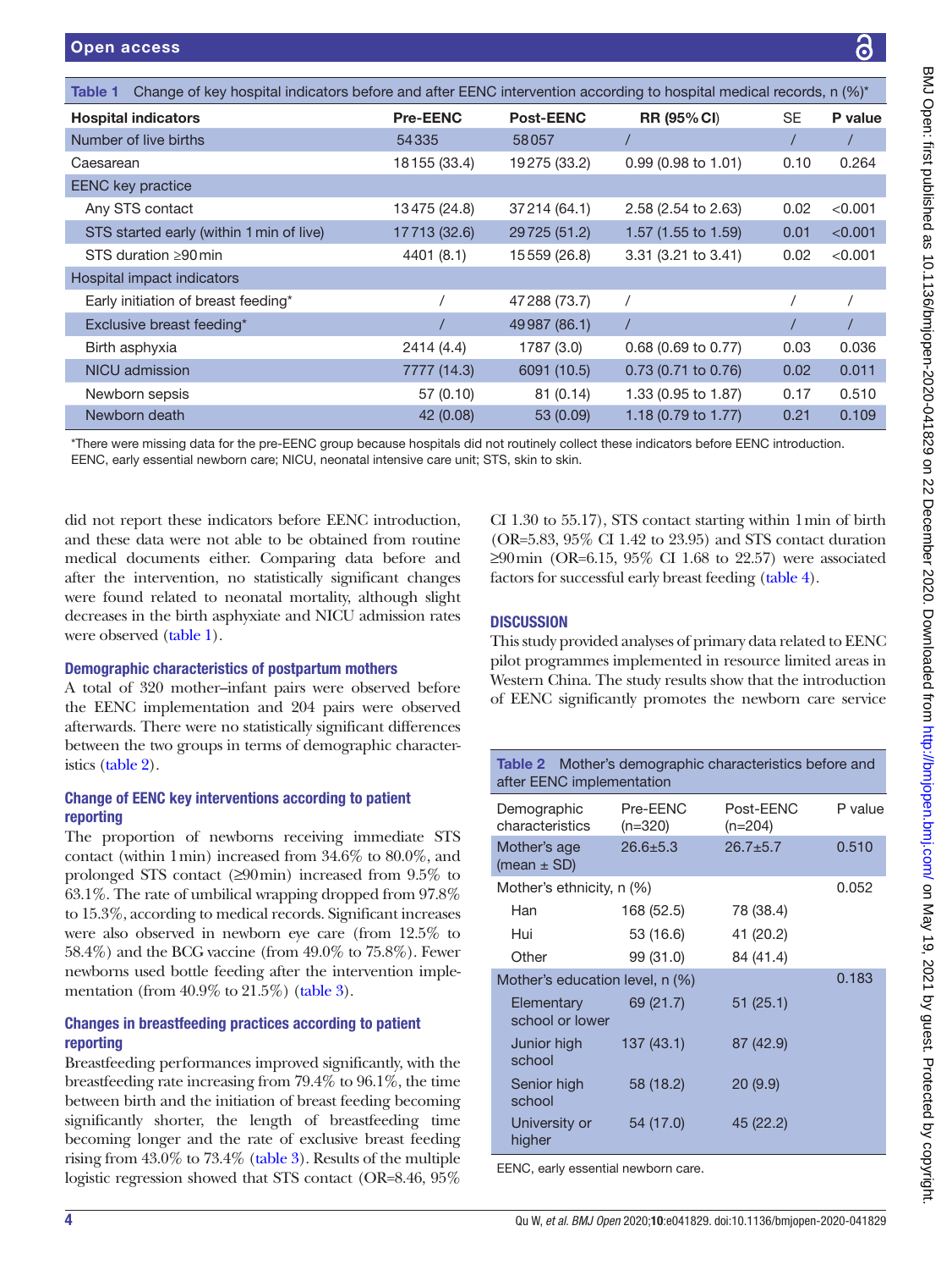**Table 1** Change of key hospital indicators before and after EENC intervention according to hospital medical records, n (%)*

| Hospital indicators | Pre-EENC | Post-EENC | RR (95% CI) | SE | P value |
|---|---|---|---|---|---|
| Number of live births | 54335 | 58057 | / | / | / |
| Caesarean | 18155 (33.4) | 19275 (33.2) | 0.99 (0.98 to 1.01) | 0.10 | 0.264 |
| EENC key practice | | | | | |
| Any STS contact | 13475 (24.8) | 37214 (64.1) | 2.58 (2.54 to 2.63) | 0.02 | <0.001 |
| STS started early (within 1 min of live) | 17713 (32.6) | 29725 (51.2) | 1.57 (1.55 to 1.59) | 0.01 | <0.001 |
| STS duration ≥90 min | 4401 (8.1) | 15559 (26.8) | 3.31 (3.21 to 3.41) | 0.02 | <0.001 |
| Hospital impact indicators | | | | | |
| Early initiation of breast feeding* | / | 47288 (73.7) | / | / | / |
| Exclusive breast feeding* | / | 49987 (86.1) | / | / | / |
| Birth asphyxia | 2414 (4.4) | 1787 (3.0) | 0.68 (0.69 to 0.77) | 0.03 | 0.036 |
| NICU admission | 7777 (14.3) | 6091 (10.5) | 0.73 (0.71 to 0.76) | 0.02 | 0.011 |
| Newborn sepsis | 57 (0.10) | 81 (0.14) | 1.33 (0.95 to 1.87) | 0.17 | 0.510 |
| Newborn death | 42 (0.08) | 53 (0.09) | 1.18 (0.79 to 1.77) | 0.21 | 0.109 |

*There were missing data for the pre-EENC group because hospitals did not routinely collect these indicators before EENC introduction.
EENC, early essential newborn care; NICU, neonatal intensive care unit; STS, skin to skin.

did not report these indicators before EENC introduction, and these data were not able to be obtained from routine medical documents either. Comparing data before and after the intervention, no statistically significant changes were found related to neonatal mortality, although slight decreases in the birth asphyxiate and NICU admission rates were observed (table 1).

### Demographic characteristics of postpartum mothers

A total of 320 mother–infant pairs were observed before the EENC implementation and 204 pairs were observed afterwards. There were no statistically significant differences between the two groups in terms of demographic characteristics (table 2).

### Change of EENC key interventions according to patient reporting

The proportion of newborns receiving immediate STS contact (within 1 min) increased from 34.6% to 80.0%, and prolonged STS contact (≥90 min) increased from 9.5% to 63.1%. The rate of umbilical wrapping dropped from 97.8% to 15.3%, according to medical records. Significant increases were also observed in newborn eye care (from 12.5% to 58.4%) and the BCG vaccine (from 49.0% to 75.8%). Fewer newborns used bottle feeding after the intervention implementation (from 40.9% to 21.5%) (table 3).

### Changes in breastfeeding practices according to patient reporting

Breastfeeding performances improved significantly, with the breastfeeding rate increasing from 79.4% to 96.1%, the time between birth and the initiation of breast feeding becoming significantly shorter, the length of breastfeeding time becoming longer and the rate of exclusive breast feeding rising from 43.0% to 73.4% (table 3). Results of the multiple logistic regression showed that STS contact (OR=8.46, 95% CI 1.30 to 55.17), STS contact starting within 1 min of birth (OR=5.83, 95% CI 1.42 to 23.95) and STS contact duration ≥90 min (OR=6.15, 95% CI 1.68 to 22.57) were associated factors for successful early breast feeding (table 4).

## DISCUSSION

This study provided analyses of primary data related to EENC pilot programmes implemented in resource limited areas in Western China. The study results show that the introduction of EENC significantly promotes the newborn care service

**Table 2** Mother's demographic characteristics before and after EENC implementation

| Demographic characteristics | Pre-EENC (n=320) | Post-EENC (n=204) | P value |
|---|---|---|---|
| Mother's age (mean ± SD) | 26.6±5.3 | 26.7±5.7 | 0.510 |
| Mother's ethnicity, n (%) | | | 0.052 |
| Han | 168 (52.5) | 78 (38.4) | |
| Hui | 53 (16.6) | 41 (20.2) | |
| Other | 99 (31.0) | 84 (41.4) | |
| Mother's education level, n (%) | | | 0.183 |
| Elementary school or lower | 69 (21.7) | 51 (25.1) | |
| Junior high school | 137 (43.1) | 87 (42.9) | |
| Senior high school | 58 (18.2) | 20 (9.9) | |
| University or higher | 54 (17.0) | 45 (22.2) | |

EENC, early essential newborn care.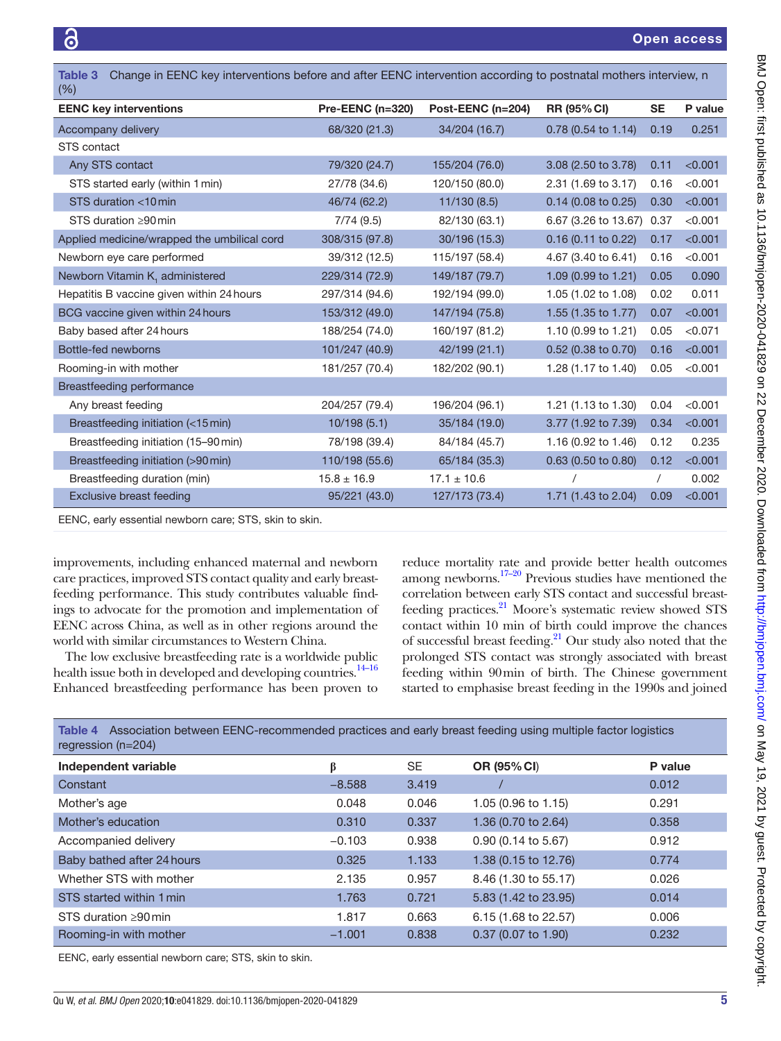**Table 3** Change in EENC key interventions before and after EENC intervention according to postnatal mothers interview, n (%)

| EENC key interventions | Pre-EENC (n=320) | Post-EENC (n=204) | RR (95% CI) | SE | P value |
|---|---|---|---|---|---|
| Accompany delivery | 68/320 (21.3) | 34/204 (16.7) | 0.78 (0.54 to 1.14) | 0.19 | 0.251 |
| STS contact | | | | | |
| Any STS contact | 79/320 (24.7) | 155/204 (76.0) | 3.08 (2.50 to 3.78) | 0.11 | <0.001 |
| STS started early (within 1 min) | 27/78 (34.6) | 120/150 (80.0) | 2.31 (1.69 to 3.17) | 0.16 | <0.001 |
| STS duration <10 min | 46/74 (62.2) | 11/130 (8.5) | 0.14 (0.08 to 0.25) | 0.30 | <0.001 |
| STS duration ≥90 min | 7/74 (9.5) | 82/130 (63.1) | 6.67 (3.26 to 13.67) | 0.37 | <0.001 |
| Applied medicine/wrapped the umbilical cord | 308/315 (97.8) | 30/196 (15.3) | 0.16 (0.11 to 0.22) | 0.17 | <0.001 |
| Newborn eye care performed | 39/312 (12.5) | 115/197 (58.4) | 4.67 (3.40 to 6.41) | 0.16 | <0.001 |
| Newborn Vitamin $K_1$ administered | 229/314 (72.9) | 149/187 (79.7) | 1.09 (0.99 to 1.21) | 0.05 | 0.090 |
| Hepatitis B vaccine given within 24 hours | 297/314 (94.6) | 192/194 (99.0) | 1.05 (1.02 to 1.08) | 0.02 | 0.011 |
| BCG vaccine given within 24 hours | 153/312 (49.0) | 147/194 (75.8) | 1.55 (1.35 to 1.77) | 0.07 | <0.001 |
| Baby based after 24 hours | 188/254 (74.0) | 160/197 (81.2) | 1.10 (0.99 to 1.21) | 0.05 | <0.071 |
| Bottle-fed newborns | 101/247 (40.9) | 42/199 (21.1) | 0.52 (0.38 to 0.70) | 0.16 | <0.001 |
| Rooming-in with mother | 181/257 (70.4) | 182/202 (90.1) | 1.28 (1.17 to 1.40) | 0.05 | <0.001 |
| Breastfeeding performance | | | | | |
| Any breast feeding | 204/257 (79.4) | 196/204 (96.1) | 1.21 (1.13 to 1.30) | 0.04 | <0.001 |
| Breastfeeding initiation (<15 min) | 10/198 (5.1) | 35/184 (19.0) | 3.77 (1.92 to 7.39) | 0.34 | <0.001 |
| Breastfeeding initiation (15–90 min) | 78/198 (39.4) | 84/184 (45.7) | 1.16 (0.92 to 1.46) | 0.12 | 0.235 |
| Breastfeeding initiation (>90 min) | 110/198 (55.6) | 65/184 (35.3) | 0.63 (0.50 to 0.80) | 0.12 | <0.001 |
| Breastfeeding duration (min) | 15.8 ± 16.9 | 17.1 ± 10.6 | / | / | 0.002 |
| Exclusive breast feeding | 95/221 (43.0) | 127/173 (73.4) | 1.71 (1.43 to 2.04) | 0.09 | <0.001 |

EENC, early essential newborn care; STS, skin to skin.

improvements, including enhanced maternal and newborn care practices, improved STS contact quality and early breastfeeding performance. This study contributes valuable findings to advocate for the promotion and implementation of EENC across China, as well as in other regions around the world with similar circumstances to Western China.

The low exclusive breastfeeding rate is a worldwide public health issue both in developed and developing countries.[14–16] Enhanced breastfeeding performance has been proven to reduce mortality rate and provide better health outcomes among newborns.[17–20] Previous studies have mentioned the correlation between early STS contact and successful breastfeeding practices.[21] Moore's systematic review showed STS contact within 10 min of birth could improve the chances of successful breast feeding.[21] Our study also noted that the prolonged STS contact was strongly associated with breast feeding within 90 min of birth. The Chinese government started to emphasise breast feeding in the 1990s and joined

**Table 4** Association between EENC-recommended practices and early breast feeding using multiple factor logistics regression (n=204)

| Independent variable | β | SE | OR (95% CI) | P value |
|---|---|---|---|---|
| Constant | −8.588 | 3.419 | / | 0.012 |
| Mother's age | 0.048 | 0.046 | 1.05 (0.96 to 1.15) | 0.291 |
| Mother's education | 0.310 | 0.337 | 1.36 (0.70 to 2.64) | 0.358 |
| Accompanied delivery | −0.103 | 0.938 | 0.90 (0.14 to 5.67) | 0.912 |
| Baby bathed after 24 hours | 0.325 | 1.133 | 1.38 (0.15 to 12.76) | 0.774 |
| Whether STS with mother | 2.135 | 0.957 | 8.46 (1.30 to 55.17) | 0.026 |
| STS started within 1 min | 1.763 | 0.721 | 5.83 (1.42 to 23.95) | 0.014 |
| STS duration ≥90 min | 1.817 | 0.663 | 6.15 (1.68 to 22.57) | 0.006 |
| Rooming-in with mother | −1.001 | 0.838 | 0.37 (0.07 to 1.90) | 0.232 |

EENC, early essential newborn care; STS, skin to skin.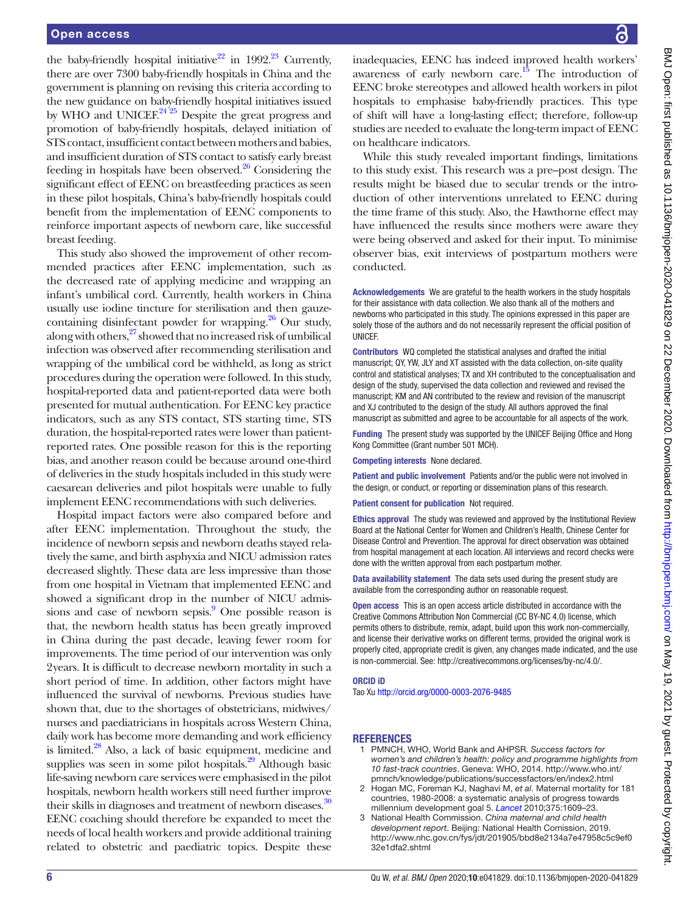the baby-friendly hospital initiative[22] in 1992.[23] Currently, there are over 7300 baby-friendly hospitals in China and the government is planning on revising this criteria according to the new guidance on baby-friendly hospital initiatives issued by WHO and UNICEF.[24 25] Despite the great progress and promotion of baby-friendly hospitals, delayed initiation of STS contact, insufficient contact between mothers and babies, and insufficient duration of STS contact to satisfy early breast feeding in hospitals have been observed.[26] Considering the significant effect of EENC on breastfeeding practices as seen in these pilot hospitals, China's baby-friendly hospitals could benefit from the implementation of EENC components to reinforce important aspects of newborn care, like successful breast feeding.

This study also showed the improvement of other recommended practices after EENC implementation, such as the decreased rate of applying medicine and wrapping an infant's umbilical cord. Currently, health workers in China usually use iodine tincture for sterilisation and then gauze-containing disinfectant powder for wrapping.[26] Our study, along with others,[27] showed that no increased risk of umbilical infection was observed after recommending sterilisation and wrapping of the umbilical cord be withheld, as long as strict procedures during the operation were followed. In this study, hospital-reported data and patient-reported data were both presented for mutual authentication. For EENC key practice indicators, such as any STS contact, STS starting time, STS duration, the hospital-reported rates were lower than patient-reported rates. One possible reason for this is the reporting bias, and another reason could be because around one-third of deliveries in the study hospitals included in this study were caesarean deliveries and pilot hospitals were unable to fully implement EENC recommendations with such deliveries.

Hospital impact factors were also compared before and after EENC implementation. Throughout the study, the incidence of newborn sepsis and newborn deaths stayed relatively the same, and birth asphyxia and NICU admission rates decreased slightly. These data are less impressive than those from one hospital in Vietnam that implemented EENC and showed a significant drop in the number of NICU admissions and case of newborn sepsis.[9] One possible reason is that, the newborn health status has been greatly improved in China during the past decade, leaving fewer room for improvements. The time period of our intervention was only 2 years. It is difficult to decrease newborn mortality in such a short period of time. In addition, other factors might have influenced the survival of newborns. Previous studies have shown that, due to the shortages of obstetricians, midwives/nurses and paediatricians in hospitals across Western China, daily work has become more demanding and work efficiency is limited.[28] Also, a lack of basic equipment, medicine and supplies was seen in some pilot hospitals.[29] Although basic life-saving newborn care services were emphasised in the pilot hospitals, newborn health workers still need further improve their skills in diagnoses and treatment of newborn diseases.[30] EENC coaching should therefore be expanded to meet the needs of local health workers and provide additional training related to obstetric and paediatric topics. Despite these inadequacies, EENC has indeed improved health workers' awareness of early newborn care.[15] The introduction of EENC broke stereotypes and allowed health workers in pilot hospitals to emphasise baby-friendly practices. This type of shift will have a long-lasting effect; therefore, follow-up studies are needed to evaluate the long-term impact of EENC on healthcare indicators.

While this study revealed important findings, limitations to this study exist. This research was a pre–post design. The results might be biased due to secular trends or the introduction of other interventions unrelated to EENC during the time frame of this study. Also, the Hawthorne effect may have influenced the results since mothers were aware they were being observed and asked for their input. To minimise observer bias, exit interviews of postpartum mothers were conducted.

**Acknowledgements** We are grateful to the health workers in the study hospitals for their assistance with data collection. We also thank all of the mothers and newborns who participated in this study. The opinions expressed in this paper are solely those of the authors and do not necessarily represent the official position of UNICEF.

**Contributors** WQ completed the statistical analyses and drafted the initial manuscript; QY, YW, JLY and XT assisted with the data collection, on-site quality control and statistical analyses; TX and XH contributed to the conceptualisation and design of the study, supervised the data collection and reviewed and revised the manuscript; KM and AN contributed to the review and revision of the manuscript and XJ contributed to the design of the study. All authors approved the final manuscript as submitted and agree to be accountable for all aspects of the work.

**Funding** The present study was supported by the UNICEF Beijing Office and Hong Kong Committee (Grant number 501 MCH).

**Competing interests** None declared.

**Patient and public involvement** Patients and/or the public were not involved in the design, or conduct, or reporting or dissemination plans of this research.

**Patient consent for publication** Not required.

**Ethics approval** The study was reviewed and approved by the Institutional Review Board at the National Center for Women and Children's Health, Chinese Center for Disease Control and Prevention. The approval for direct observation was obtained from hospital management at each location. All interviews and record checks were done with the written approval from each postpartum mother.

**Data availability statement** The data sets used during the present study are available from the corresponding author on reasonable request.

**Open access** This is an open access article distributed in accordance with the Creative Commons Attribution Non Commercial (CC BY-NC 4.0) license, which permits others to distribute, remix, adapt, build upon this work non-commercially, and license their derivative works on different terms, provided the original work is properly cited, appropriate credit is given, any changes made indicated, and the use is non-commercial. See: http://creativecommons.org/licenses/by-nc/4.0/.

**ORCID iD**

Tao Xu http://orcid.org/0000-0003-2076-9485

## REFERENCES

1. PMNCH, WHO, World Bank and AHPSR. *Success factors for women's and children's health: policy and programme highlights from 10 fast-track countries*. Geneva: WHO, 2014. http://www.who.int/pmnch/knowledge/publications/successfactors/en/index2.html
2. Hogan MC, Foreman KJ, Naghavi M, *et al*. Maternal mortality for 181 countries, 1980-2008: a systematic analysis of progress towards millennium development goal 5. *Lancet* 2010;375:1609–23.
3. National Health Commission. *China maternal and child health development report*. Beijing: National Health Comission, 2019. http://www.nhc.gov.cn/fys/jdt/201905/bbd8e2134a7e47958c5c9ef032e1dfa2.shtml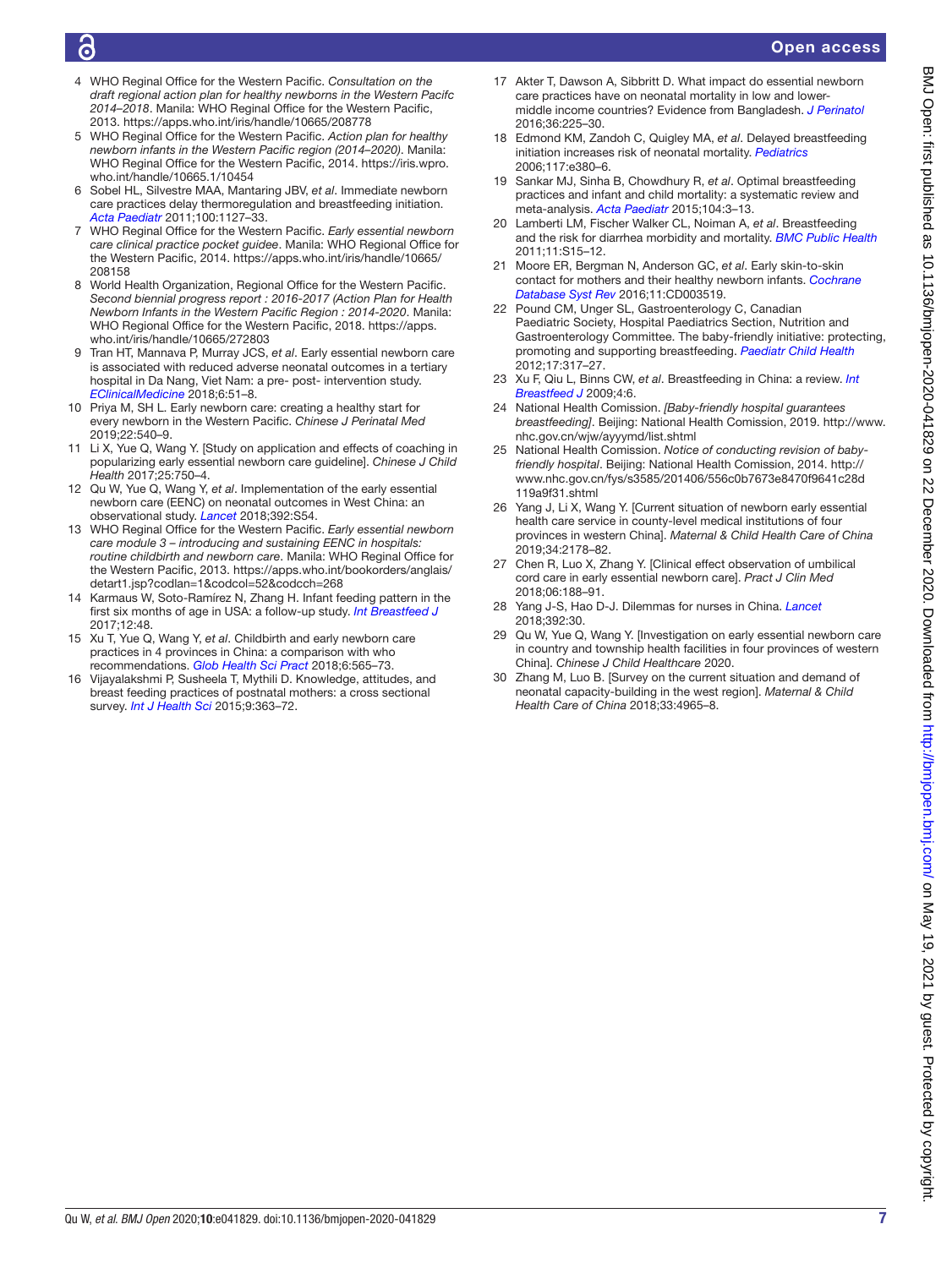4. WHO Regional Office for the Western Pacific. *Consultation on the draft regional action plan for healthy newborns in the Western Pacifc 2014–2018*. Manila: WHO Regional Office for the Western Pacific, 2013. https://apps.who.int/iris/handle/10665/208778
5. WHO Regional Office for the Western Pacific. *Action plan for healthy newborn infants in the Western Pacific region (2014–2020)*. Manila: WHO Regional Office for the Western Pacific, 2014. https://iris.wpro.who.int/handle/10665.1/10454
6. Sobel HL, Silvestre MAA, Mantaring JBV, *et al*. Immediate newborn care practices delay thermoregulation and breastfeeding initiation. *Acta Paediatr* 2011;100:1127–33.
7. WHO Regional Office for the Western Pacific. *Early essential newborn care clinical practice pocket guidee*. Manila: WHO Regional Office for the Western Pacific, 2014. https://apps.who.int/iris/handle/10665/208158
8. World Health Organization, Regional Office for the Western Pacific. *Second biennial progress report : 2016-2017 (Action Plan for Health Newborn Infants in the Western Pacific Region : 2014-2020*. Manila: WHO Regional Office for the Western Pacific, 2018. https://apps.who.int/iris/handle/10665/272803
9. Tran HT, Mannava P, Murray JCS, *et al*. Early essential newborn care is associated with reduced adverse neonatal outcomes in a tertiary hospital in Da Nang, Viet Nam: a pre- post- intervention study. *EClinicalMedicine* 2018;6:51–8.
10. Priya M, SH L. Early newborn care: creating a healthy start for every newborn in the Western Pacific. *Chinese J Perinatal Med* 2019;22:540–9.
11. Li X, Yue Q, Wang Y. [Study on application and effects of coaching in popularizing early essential newborn care guideline]. *Chinese J Child Health* 2017;25:750–4.
12. Qu W, Yue Q, Wang Y, *et al*. Implementation of the early essential newborn care (EENC) on neonatal outcomes in West China: an observational study. *Lancet* 2018;392:S54.
13. WHO Regional Office for the Western Pacific. *Early essential newborn care module 3 – introducing and sustaining EENC in hospitals: routine childbirth and newborn care*. Manila: WHO Regional Office for the Western Pacific, 2013. https://apps.who.int/bookorders/anglais/detart1.jsp?codlan=1&codcol=52&codcch=268
14. Karmaus W, Soto-Ramírez N, Zhang H. Infant feeding pattern in the first six months of age in USA: a follow-up study. *Int Breastfeed J* 2017;12:48.
15. Xu T, Yue Q, Wang Y, *et al*. Childbirth and early newborn care practices in 4 provinces in China: a comparison with who recommendations. *Glob Health Sci Pract* 2018;6:565–73.
16. Vijayalakshmi P, Susheela T, Mythili D. Knowledge, attitudes, and breast feeding practices of postnatal mothers: a cross sectional survey. *Int J Health Sci* 2015;9:363–72.
17. Akter T, Dawson A, Sibbritt D. What impact do essential newborn care practices have on neonatal mortality in low and lower-middle income countries? Evidence from Bangladesh. *J Perinatol* 2016;36:225–30.
18. Edmond KM, Zandoh C, Quigley MA, *et al*. Delayed breastfeeding initiation increases risk of neonatal mortality. *Pediatrics* 2006;117:e380–6.
19. Sankar MJ, Sinha B, Chowdhury R, *et al*. Optimal breastfeeding practices and infant and child mortality: a systematic review and meta-analysis. *Acta Paediatr* 2015;104:3–13.
20. Lamberti LM, Fischer Walker CL, Noiman A, *et al*. Breastfeeding and the risk for diarrhea morbidity and mortality. *BMC Public Health* 2011;11:S15–12.
21. Moore ER, Bergman N, Anderson GC, *et al*. Early skin-to-skin contact for mothers and their healthy newborn infants. *Cochrane Database Syst Rev* 2016;11:CD003519.
22. Pound CM, Unger SL, Gastroenterology C, Canadian Paediatric Society, Hospital Paediatrics Section, Nutrition and Gastroenterology Committee. The baby-friendly initiative: protecting, promoting and supporting breastfeeding. *Paediatr Child Health* 2012;17:317–27.
23. Xu F, Qiu L, Binns CW, *et al*. Breastfeeding in China: a review. *Int Breastfeed J* 2009;4:6.
24. National Health Comission. *[Baby-friendly hospital guarantees breastfeeding]*. Beijing: National Health Comission, 2019. http://www.nhc.gov.cn/wjw/ayyymd/list.shtml
25. National Health Comission. *Notice of conducting revision of baby-friendly hospital*. Beijing: National Health Comission, 2014. http://www.nhc.gov.cn/fys/s3585/201406/556c0b7673e8470f9641c28d119a9f31.shtml
26. Yang J, Li X, Wang Y. [Current situation of newborn early essential health care service in county-level medical institutions of four provinces in western China]. *Maternal & Child Health Care of China* 2019;34:2178–82.
27. Chen R, Luo X, Zhang Y. [Clinical effect observation of umbilical cord care in early essential newborn care]. *Pract J Clin Med* 2018;06:188–91.
28. Yang J-S, Hao D-J. Dilemmas for nurses in China. *Lancet* 2018;392:30.
29. Qu W, Yue Q, Wang Y. [Investigation on early essential newborn care in country and township health facilities in four provinces of western China]. *Chinese J Child Healthcare* 2020.
30. Zhang M, Luo B. [Survey on the current situation and demand of neonatal capacity-building in the west region]. *Maternal & Child Health Care of China* 2018;33:4965–8.